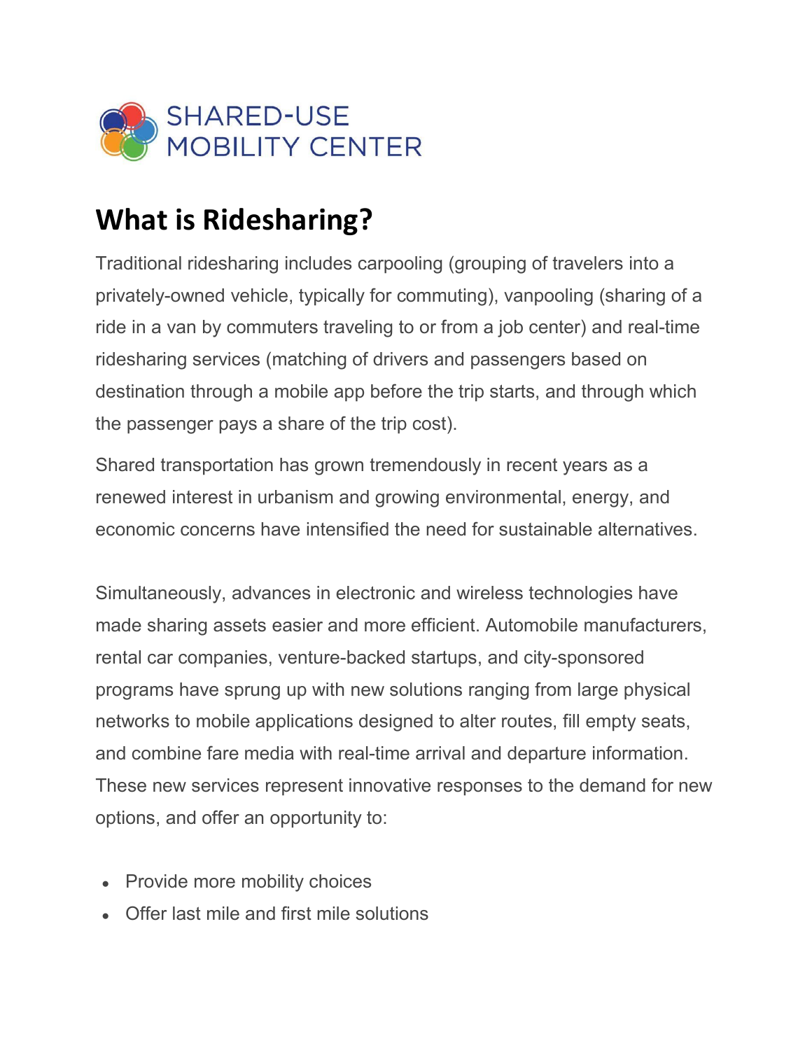SHARED-USE
MOBILITY CENTER

# What is Ridesharing?

Traditional ridesharing includes carpooling (grouping of travelers into a privately-owned vehicle, typically for commuting), vanpooling (sharing of a ride in a van by commuters traveling to or from a job center) and real-time ridesharing services (matching of drivers and passengers based on destination through a mobile app before the trip starts, and through which the passenger pays a share of the trip cost).

Shared transportation has grown tremendously in recent years as a renewed interest in urbanism and growing environmental, energy, and economic concerns have intensified the need for sustainable alternatives.

Simultaneously, advances in electronic and wireless technologies have made sharing assets easier and more efficient. Automobile manufacturers, rental car companies, venture-backed startups, and city-sponsored programs have sprung up with new solutions ranging from large physical networks to mobile applications designed to alter routes, fill empty seats, and combine fare media with real-time arrival and departure information. These new services represent innovative responses to the demand for new options, and offer an opportunity to:

- Provide more mobility choices
- Offer last mile and first mile solutions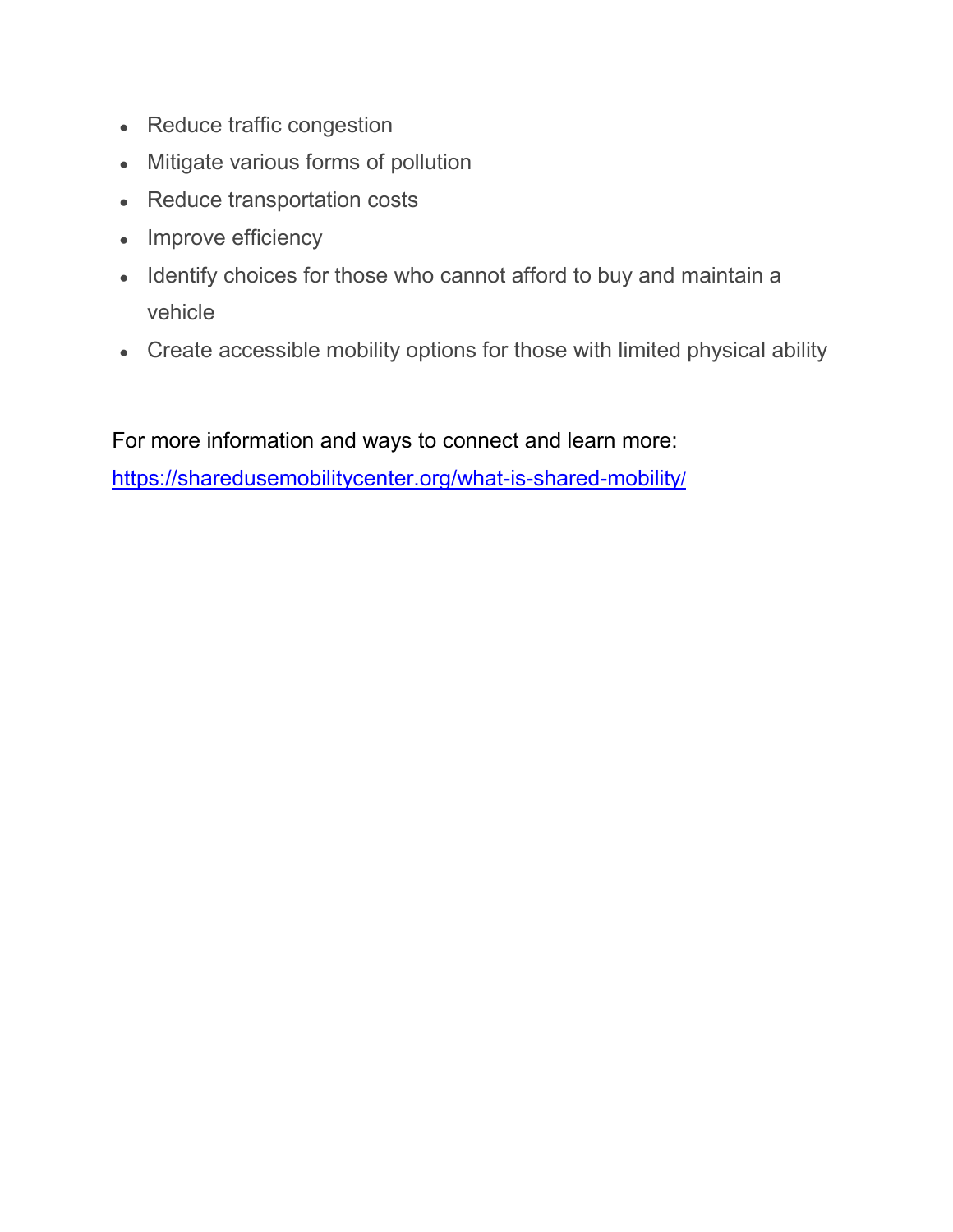- Reduce traffic congestion
- Mitigate various forms of pollution
- Reduce transportation costs
- Improve efficiency
- Identify choices for those who cannot afford to buy and maintain a vehicle
- Create accessible mobility options for those with limited physical ability

For more information and ways to connect and learn more:
[https://sharedusemobilitycenter.org/what-is-shared-mobility/](https://sharedusemobilitycenter.org/what-is-shared-mobility/)